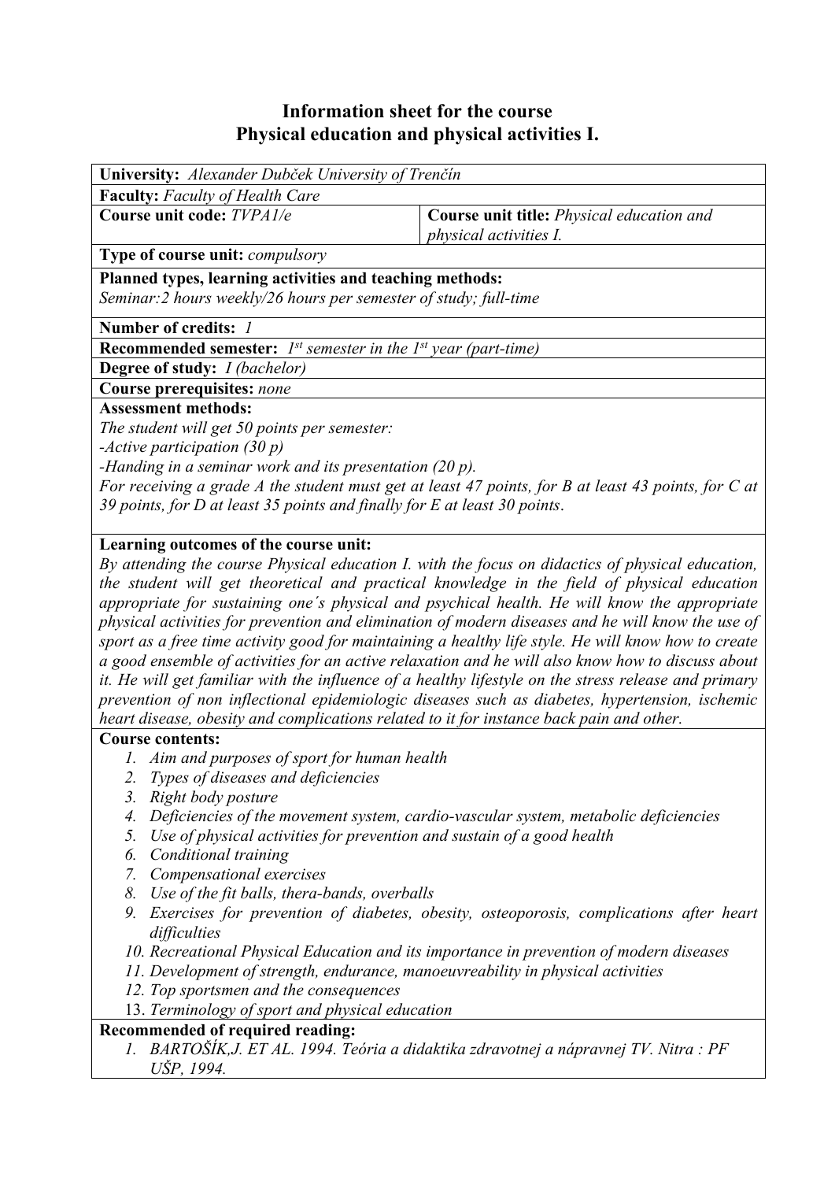# Information sheet for the course
# Physical education and physical activities I.

**University:** *Alexander Dubček University of Trenčín*

**Faculty:** *Faculty of Health Care*

| **Course unit code:** *TVPA1/e* | **Course unit title:** *Physical education and physical activities I.* |
|---|---|

**Type of course unit:** *compulsory*

**Planned types, learning activities and teaching methods:**
*Seminar:2 hours weekly/26 hours per semester of study; full-time*

**Number of credits:** *1*

**Recommended semester:** *1st semester in the 1st year (part-time)*

**Degree of study:** *I (bachelor)*

**Course prerequisites:** *none*

**Assessment methods:**
*The student will get 50 points per semester:*
*-Active participation (30 p)*
*-Handing in a seminar work and its presentation (20 p).*
*For receiving a grade A the student must get at least 47 points, for B at least 43 points, for C at 39 points, for D at least 35 points and finally for E at least 30 points*.

**Learning outcomes of the course unit:**
*By attending the course Physical education I. with the focus on didactics of physical education, the student will get theoretical and practical knowledge in the field of physical education appropriate for sustaining one´s physical and psychical health. He will know the appropriate physical activities for prevention and elimination of modern diseases and he will know the use of sport as a free time activity good for maintaining a healthy life style. He will know how to create a good ensemble of activities for an active relaxation and he will also know how to discuss about it. He will get familiar with the influence of a healthy lifestyle on the stress release and primary prevention of non inflectional epidemiologic diseases such as diabetes, hypertension, ischemic heart disease, obesity and complications related to it for instance back pain and other.*

**Course contents:**
1. *Aim and purposes of sport for human health*
2. *Types of diseases and deficiencies*
3. *Right body posture*
4. *Deficiencies of the movement system, cardio-vascular system, metabolic deficiencies*
5. *Use of physical activities for prevention and sustain of a good health*
6. *Conditional training*
7. *Compensational exercises*
8. *Use of the fit balls, thera-bands, overballs*
9. *Exercises for prevention of diabetes, obesity, osteoporosis, complications after heart difficulties*
10. *Recreational Physical Education and its importance in prevention of modern diseases*
11. *Development of strength, endurance, manoeuvreability in physical activities*
12. *Top sportsmen and the consequences*
13. *Terminology of sport and physical education*

**Recommended of required reading:**
1. *BARTOŠÍK,J. ET AL. 1994. Teória a didaktika zdravotnej a nápravnej TV. Nitra : PF UŠP, 1994.*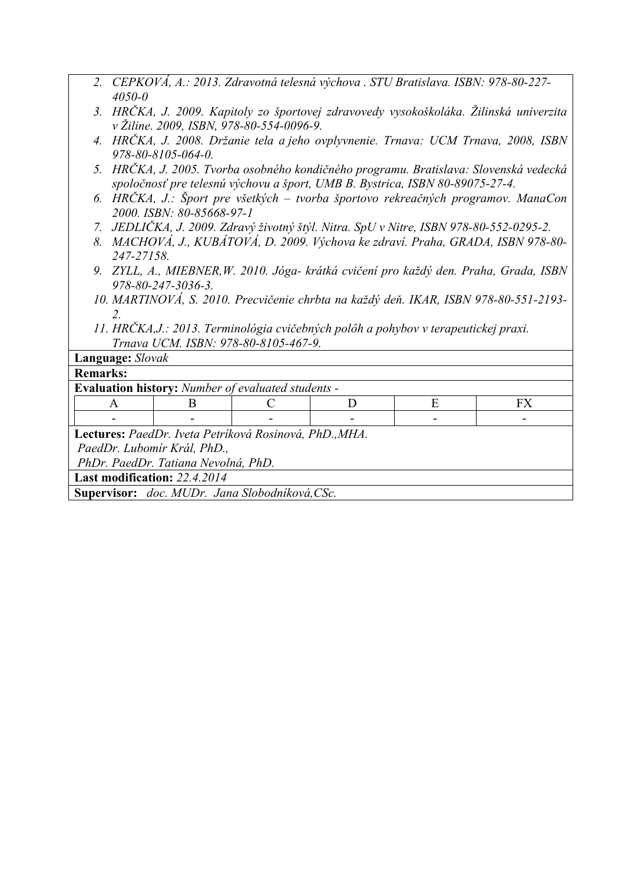2. *CEPKOVÁ, A.: 2013. Zdravotná telesná výchova . STU Bratislava. ISBN: 978-80-227-4050-0*
3. *HRČKA, J. 2009. Kapitoly zo športovej zdravovedy vysokoškoláka. Žilinská univerzita v Žiline. 2009, ISBN, 978-80-554-0096-9.*
4. *HRČKA, J. 2008. Držanie tela a jeho ovplyvnenie. Trnava: UCM Trnava, 2008, ISBN 978-80-8105-064-0.*
5. *HRČKA, J. 2005. Tvorba osobného kondičného programu. Bratislava: Slovenská vedecká spoločnosť pre telesnú výchovu a šport, UMB B. Bystrica, ISBN 80-89075-27-4.*
6. *HRČKA, J.: Šport pre všetkých – tvorba športovo rekreačných programov. ManaCon 2000. ISBN: 80-85668-97-1*
7. *JEDLIČKA, J. 2009. Zdravý životný štýl. Nitra. SpU v Nitre, ISBN 978-80-552-0295-2.*
8. *MACHOVÁ, J., KUBÁTOVÁ, D. 2009. Výchova ke zdraví. Praha, GRADA, ISBN 978-80-247-27158.*
9. *ZYLL, A., MIEBNER,W. 2010. Jóga- krátká cvičení pro každý den. Praha, Grada, ISBN 978-80-247-3036-3.*
10. *MARTINOVÁ, S. 2010. Precvičenie chrbta na každý deň. IKAR, ISBN 978-80-551-2193-2.*
11. *HRČKA,J.: 2013. Terminológia cvičebných polôh a pohybov v terapeutickej praxi. Trnava UCM. ISBN: 978-80-8105-467-9.*

**Language:** *Slovak*

**Remarks:**

**Evaluation history:** *Number of evaluated students -*

| A | B | C | D | E | FX |
|---|---|---|---|---|---|
| - | - | - | - | - | - |

**Lectures:** *PaedDr. Iveta Petríková Rosinová, PhD.,MHA.*
*PaedDr. Lubomír Král, PhD.,*
*PhDr. PaedDr. Tatiana Nevolná, PhD.*

**Last modification:** *22.4.2014*

**Supervisor:** *doc. MUDr. Jana Slobodníková,CSc.*